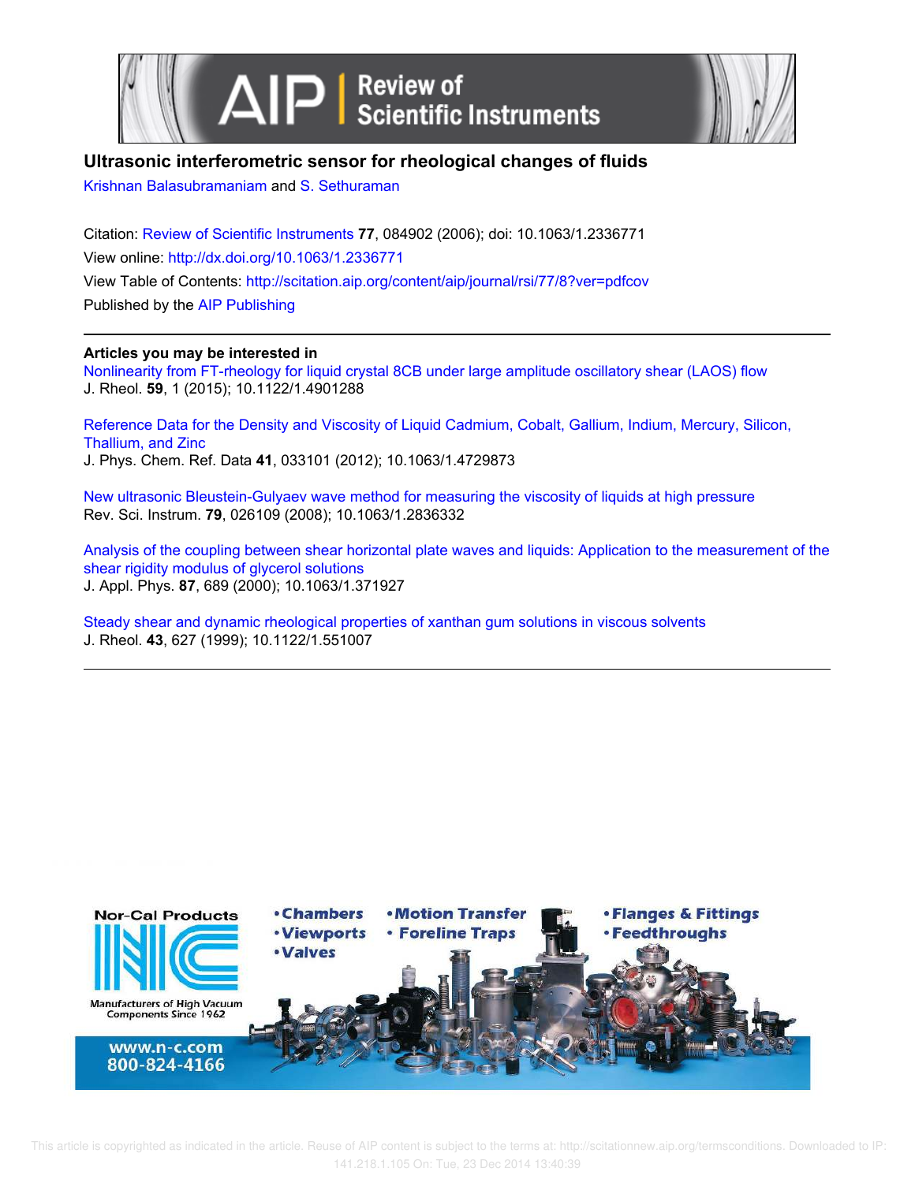# Ultrasonic interferometric sensor for rheological changes of fluids

Krishnan Balasubramaniam and S. Sethuraman

Citation: Review of Scientific Instruments **77**, 084902 (2006); doi: 10.1063/1.2336771

View online: http://dx.doi.org/10.1063/1.2336771

View Table of Contents: http://scitation.aip.org/content/aip/journal/rsi/77/8?ver=pdfcov

Published by the AIP Publishing

---

**Articles you may be interested in**

Nonlinearity from FT-rheology for liquid crystal 8CB under large amplitude oscillatory shear (LAOS) flow
J. Rheol. **59**, 1 (2015); 10.1122/1.4901288

Reference Data for the Density and Viscosity of Liquid Cadmium, Cobalt, Gallium, Indium, Mercury, Silicon, Thallium, and Zinc
J. Phys. Chem. Ref. Data **41**, 033101 (2012); 10.1063/1.4729873

New ultrasonic Bleustein-Gulyaev wave method for measuring the viscosity of liquids at high pressure
Rev. Sci. Instrum. **79**, 026109 (2008); 10.1063/1.2836332

Analysis of the coupling between shear horizontal plate waves and liquids: Application to the measurement of the shear rigidity modulus of glycerol solutions
J. Appl. Phys. **87**, 689 (2000); 10.1063/1.371927

Steady shear and dynamic rheological properties of xanthan gum solutions in viscous solvents
J. Rheol. **43**, 627 (1999); 10.1122/1.551007

---

Nor-Cal Products
Manufacturers of High Vacuum Components Since 1962
www.n-c.com
800-824-4166

• Chambers • Viewports • Valves • Motion Transfer • Foreline Traps • Flanges & Fittings • Feedthroughs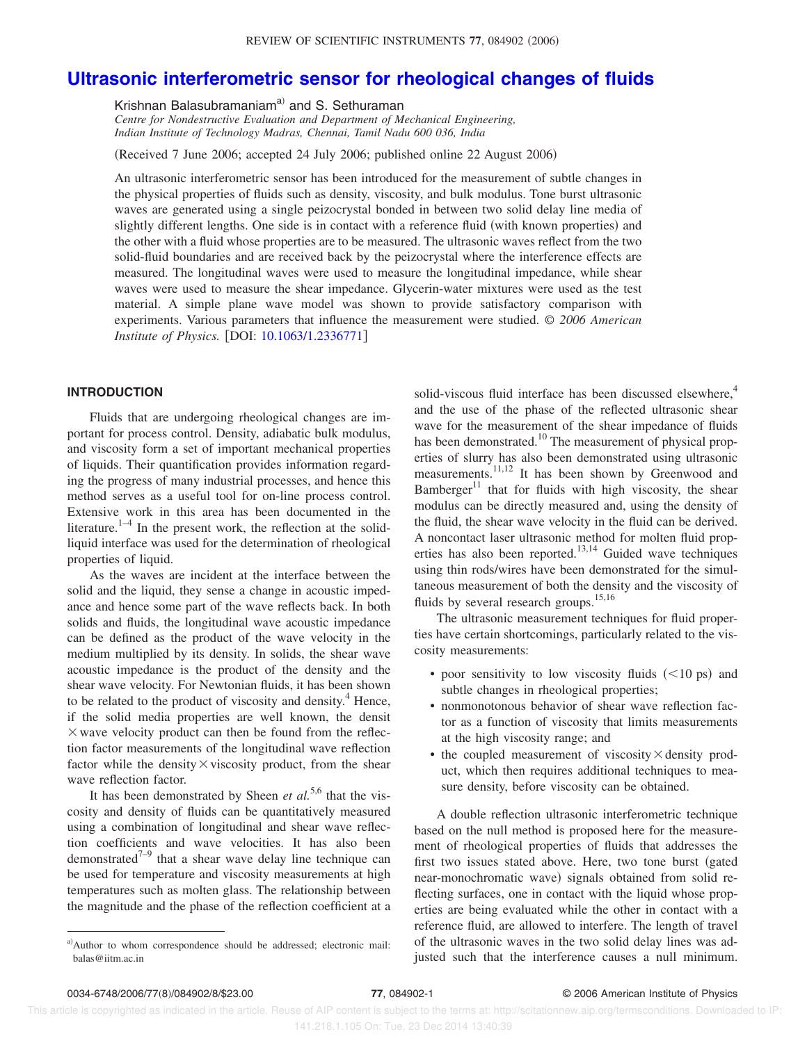# Ultrasonic interferometric sensor for rheological changes of fluids

Krishnan Balasubramaniam[a] and S. Sethuraman

*Centre for Nondestructive Evaluation and Department of Mechanical Engineering, Indian Institute of Technology Madras, Chennai, Tamil Nadu 600 036, India*

(Received 7 June 2006; accepted 24 July 2006; published online 22 August 2006)

An ultrasonic interferometric sensor has been introduced for the measurement of subtle changes in the physical properties of fluids such as density, viscosity, and bulk modulus. Tone burst ultrasonic waves are generated using a single peizocrystal bonded in between two solid delay line media of slightly different lengths. One side is in contact with a reference fluid (with known properties) and the other with a fluid whose properties are to be measured. The ultrasonic waves reflect from the two solid-fluid boundaries and are received back by the peizocrystal where the interference effects are measured. The longitudinal waves were used to measure the longitudinal impedance, while shear waves were used to measure the shear impedance. Glycerin-water mixtures were used as the test material. A simple plane wave model was shown to provide satisfactory comparison with experiments. Various parameters that influence the measurement were studied. © *2006 American Institute of Physics.* [DOI: 10.1063/1.2336771]

## INTRODUCTION

Fluids that are undergoing rheological changes are important for process control. Density, adiabatic bulk modulus, and viscosity form a set of important mechanical properties of liquids. Their quantification provides information regarding the progress of many industrial processes, and hence this method serves as a useful tool for on-line process control. Extensive work in this area has been documented in the literature.[1–4] In the present work, the reflection at the solid-liquid interface was used for the determination of rheological properties of liquid.

As the waves are incident at the interface between the solid and the liquid, they sense a change in acoustic impedance and hence some part of the wave reflects back. In both solids and fluids, the longitudinal wave acoustic impedance can be defined as the product of the wave velocity in the medium multiplied by its density. In solids, the shear wave acoustic impedance is the product of the density and the shear wave velocity. For Newtonian fluids, it has been shown to be related to the product of viscosity and density.[4] Hence, if the solid media properties are well known, the densit $\times$ wave velocity product can then be found from the reflection factor measurements of the longitudinal wave reflection factor while the density $\times$ viscosity product, from the shear wave reflection factor.

It has been demonstrated by Sheen *et al.*[5,6] that the viscosity and density of fluids can be quantitatively measured using a combination of longitudinal and shear wave reflection coefficients and wave velocities. It has also been demonstrated[7–9] that a shear wave delay line technique can be used for temperature and viscosity measurements at high temperatures such as molten glass. The relationship between the magnitude and the phase of the reflection coefficient at a solid-viscous fluid interface has been discussed elsewhere,[4] and the use of the phase of the reflected ultrasonic shear wave for the measurement of the shear impedance of fluids has been demonstrated.[10] The measurement of physical properties of slurry has also been demonstrated using ultrasonic measurements.[11,12] It has been shown by Greenwood and Bamberger[11] that for fluids with high viscosity, the shear modulus can be directly measured and, using the density of the fluid, the shear wave velocity in the fluid can be derived. A noncontact laser ultrasonic method for molten fluid properties has also been reported.[13,14] Guided wave techniques using thin rods/wires have been demonstrated for the simultaneous measurement of both the density and the viscosity of fluids by several research groups.[15,16]

The ultrasonic measurement techniques for fluid properties have certain shortcomings, particularly related to the viscosity measurements:

- poor sensitivity to low viscosity fluids (<10 ps) and subtle changes in rheological properties;
- nonmonotonous behavior of shear wave reflection factor as a function of viscosity that limits measurements at the high viscosity range; and
- the coupled measurement of viscosity $\times$ density product, which then requires additional techniques to measure density, before viscosity can be obtained.

A double reflection ultrasonic interferometric technique based on the null method is proposed here for the measurement of rheological properties of fluids that addresses the first two issues stated above. Here, two tone burst (gated near-monochromatic wave) signals obtained from solid reflecting surfaces, one in contact with the liquid whose properties are being evaluated while the other in contact with a reference fluid, are allowed to interfere. The length of travel of the ultrasonic waves in the two solid delay lines was adjusted such that the interference causes a null minimum.

[a]Author to whom correspondence should be addressed; electronic mail: balas@iitm.ac.in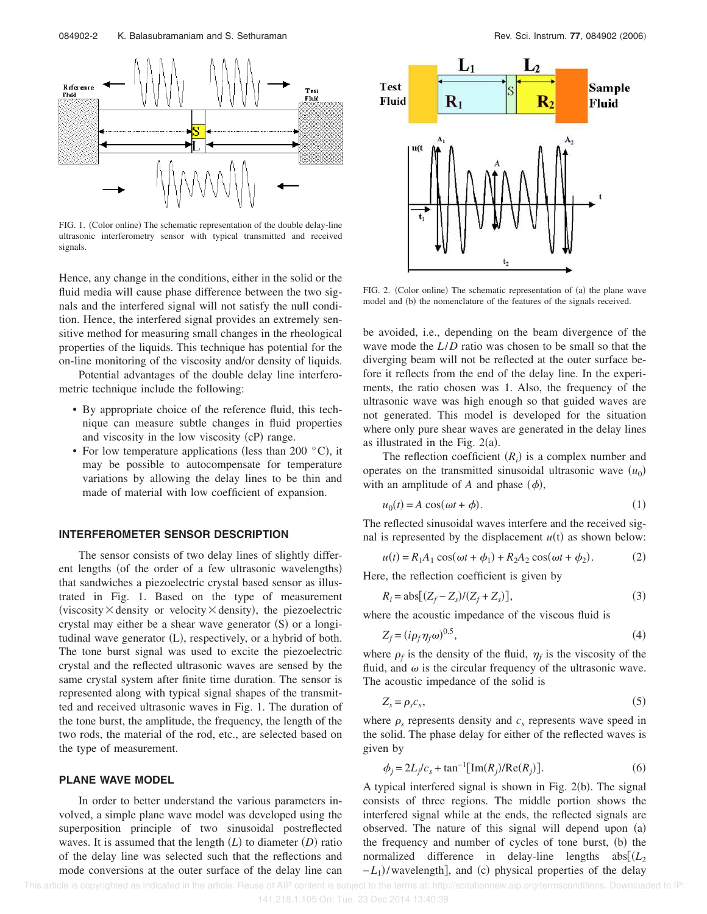FIG. 1. (Color online) The schematic representation of the double delay-line ultrasonic interferometry sensor with typical transmitted and received signals.

Hence, any change in the conditions, either in the solid or the fluid media will cause phase difference between the two signals and the interfered signal will not satisfy the null condition. Hence, the interfered signal provides an extremely sensitive method for measuring small changes in the rheological properties of the liquids. This technique has potential for the on-line monitoring of the viscosity and/or density of liquids.

Potential advantages of the double delay line interferometric technique include the following:

- By appropriate choice of the reference fluid, this technique can measure subtle changes in fluid properties and viscosity in the low viscosity (cP) range.
- For low temperature applications (less than 200 °C), it may be possible to autocompensate for temperature variations by allowing the delay lines to be thin and made of material with low coefficient of expansion.

## INTERFEROMETER SENSOR DESCRIPTION

The sensor consists of two delay lines of slightly different lengths (of the order of a few ultrasonic wavelengths) that sandwiches a piezoelectric crystal based sensor as illustrated in Fig. 1. Based on the type of measurement (viscosity×density or velocity×density), the piezoelectric crystal may either be a shear wave generator (S) or a longitudinal wave generator (L), respectively, or a hybrid of both. The tone burst signal was used to excite the piezoelectric crystal and the reflected ultrasonic waves are sensed by the same crystal system after finite time duration. The sensor is represented along with typical signal shapes of the transmitted and received ultrasonic waves in Fig. 1. The duration of the tone burst, the amplitude, the frequency, the length of the two rods, the material of the rod, etc., are selected based on the type of measurement.

## PLANE WAVE MODEL

In order to better understand the various parameters involved, a simple plane wave model was developed using the superposition principle of two sinusoidal postreflected waves. It is assumed that the length ($L$) to diameter ($D$) ratio of the delay line was selected such that the reflections and mode conversions at the outer surface of the delay line can be avoided, i.e., depending on the beam divergence of the wave mode the $L/D$ ratio was chosen to be small so that the diverging beam will not be reflected at the outer surface before it reflects from the end of the delay line. In the experiments, the ratio chosen was 1. Also, the frequency of the ultrasonic wave was high enough so that guided waves are not generated. This model is developed for the situation where only pure shear waves are generated in the delay lines as illustrated in the Fig. 2(a).

FIG. 2. (Color online) The schematic representation of (a) the plane wave model and (b) the nomenclature of the features of the signals received.

The reflection coefficient ($R_i$) is a complex number and operates on the transmitted sinusoidal ultrasonic wave ($u_0$) with an amplitude of $A$ and phase ($\phi$),

$$u_0(t) = A\cos(\omega t + \phi). \tag{1}$$

The reflected sinusoidal waves interfere and the received signal is represented by the displacement $u(t)$ as shown below:

$$u(t) = R_1 A_1 \cos(\omega t + \phi_1) + R_2 A_2 \cos(\omega t + \phi_2). \tag{2}$$

Here, the reflection coefficient is given by

$$R_i = \text{abs}[(Z_f - Z_s)/(Z_f + Z_s)], \tag{3}$$

where the acoustic impedance of the viscous fluid is

$$Z_f = (i\rho_f \eta_f \omega)^{0.5}, \tag{4}$$

where $\rho_f$ is the density of the fluid, $\eta_f$ is the viscosity of the fluid, and $\omega$ is the circular frequency of the ultrasonic wave. The acoustic impedance of the solid is

$$Z_s = \rho_s c_s, \tag{5}$$

where $\rho_s$ represents density and $c_s$ represents wave speed in the solid. The phase delay for either of the reflected waves is given by

$$\phi_j = 2L_j/c_s + \tan^{-1}[\text{Im}(R_j)/\text{Re}(R_j)]. \tag{6}$$

A typical interfered signal is shown in Fig. 2(b). The signal consists of three regions. The middle portion shows the interfered signal while at the ends, the reflected signals are observed. The nature of this signal will depend upon (a) the frequency and number of cycles of tone burst, (b) the normalized difference in delay-line lengths abs[$(L_2 - L_1)$/wavelength], and (c) physical properties of the delay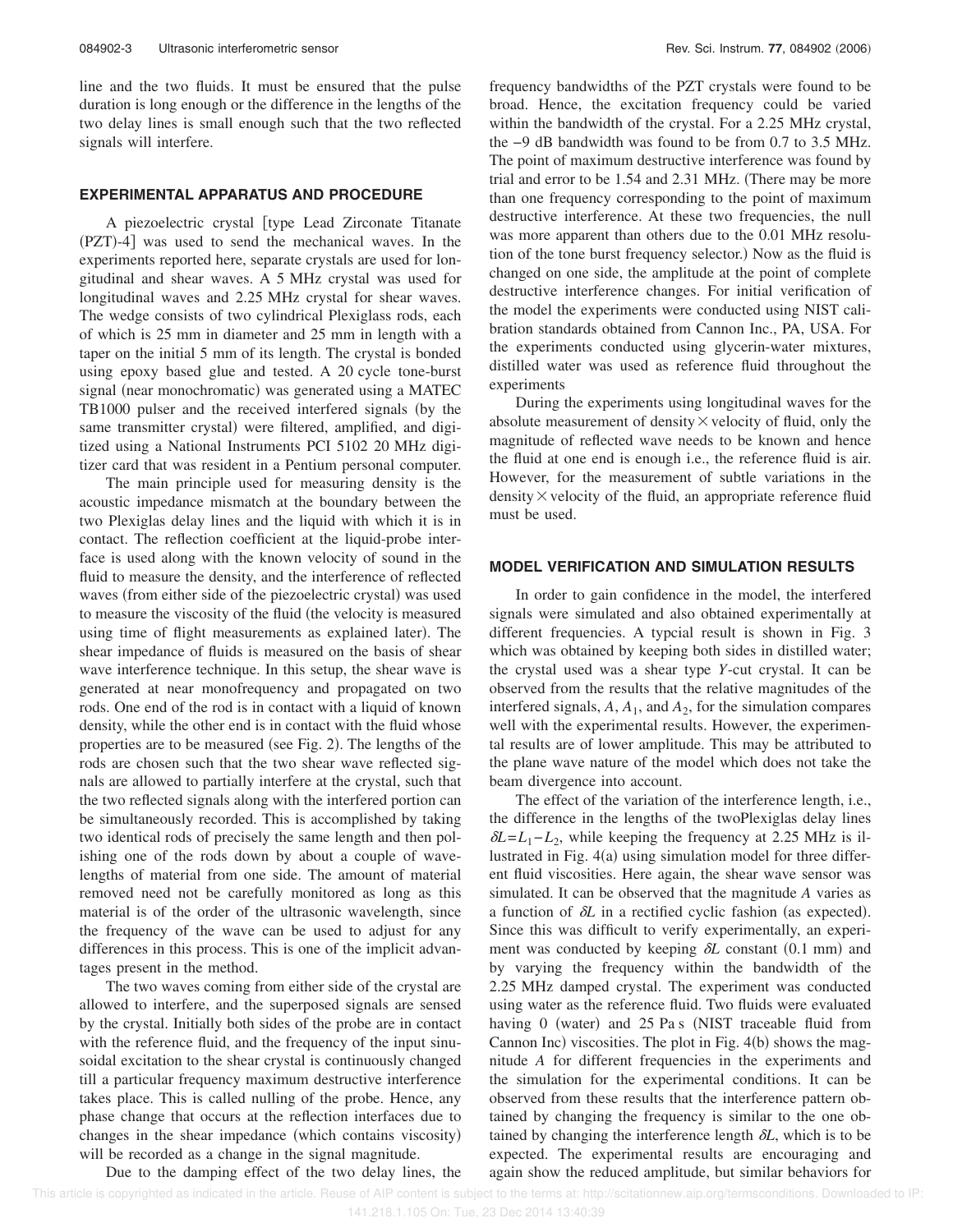line and the two fluids. It must be ensured that the pulse duration is long enough or the difference in the lengths of the two delay lines is small enough such that the two reflected signals will interfere.

## EXPERIMENTAL APPARATUS AND PROCEDURE

A piezoelectric crystal [type Lead Zirconate Titanate (PZT)-4] was used to send the mechanical waves. In the experiments reported here, separate crystals are used for longitudinal and shear waves. A 5 MHz crystal was used for longitudinal waves and 2.25 MHz crystal for shear waves. The wedge consists of two cylindrical Plexiglass rods, each of which is 25 mm in diameter and 25 mm in length with a taper on the initial 5 mm of its length. The crystal is bonded using epoxy based glue and tested. A 20 cycle tone-burst signal (near monochromatic) was generated using a MATEC TB1000 pulser and the received interfered signals (by the same transmitter crystal) were filtered, amplified, and digitized using a National Instruments PCI 5102 20 MHz digitizer card that was resident in a Pentium personal computer.

The main principle used for measuring density is the acoustic impedance mismatch at the boundary between the two Plexiglas delay lines and the liquid with which it is in contact. The reflection coefficient at the liquid-probe interface is used along with the known velocity of sound in the fluid to measure the density, and the interference of reflected waves (from either side of the piezoelectric crystal) was used to measure the viscosity of the fluid (the velocity is measured using time of flight measurements as explained later). The shear impedance of fluids is measured on the basis of shear wave interference technique. In this setup, the shear wave is generated at near monofrequency and propagated on two rods. One end of the rod is in contact with a liquid of known density, while the other end is in contact with the fluid whose properties are to be measured (see Fig. 2). The lengths of the rods are chosen such that the two shear wave reflected signals are allowed to partially interfere at the crystal, such that the two reflected signals along with the interfered portion can be simultaneously recorded. This is accomplished by taking two identical rods of precisely the same length and then polishing one of the rods down by about a couple of wavelengths of material from one side. The amount of material removed need not be carefully monitored as long as this material is of the order of the ultrasonic wavelength, since the frequency of the wave can be used to adjust for any differences in this process. This is one of the implicit advantages present in the method.

The two waves coming from either side of the crystal are allowed to interfere, and the superposed signals are sensed by the crystal. Initially both sides of the probe are in contact with the reference fluid, and the frequency of the input sinusoidal excitation to the shear crystal is continuously changed till a particular frequency maximum destructive interference takes place. This is called nulling of the probe. Hence, any phase change that occurs at the reflection interfaces due to changes in the shear impedance (which contains viscosity) will be recorded as a change in the signal magnitude.

Due to the damping effect of the two delay lines, the frequency bandwidths of the PZT crystals were found to be broad. Hence, the excitation frequency could be varied within the bandwidth of the crystal. For a 2.25 MHz crystal, the −9 dB bandwidth was found to be from 0.7 to 3.5 MHz. The point of maximum destructive interference was found by trial and error to be 1.54 and 2.31 MHz. (There may be more than one frequency corresponding to the point of maximum destructive interference. At these two frequencies, the null was more apparent than others due to the 0.01 MHz resolution of the tone burst frequency selector.) Now as the fluid is changed on one side, the amplitude at the point of complete destructive interference changes. For initial verification of the model the experiments were conducted using NIST calibration standards obtained from Cannon Inc., PA, USA. For the experiments conducted using glycerin-water mixtures, distilled water was used as reference fluid throughout the experiments

During the experiments using longitudinal waves for the absolute measurement of density × velocity of fluid, only the magnitude of reflected wave needs to be known and hence the fluid at one end is enough i.e., the reference fluid is air. However, for the measurement of subtle variations in the density × velocity of the fluid, an appropriate reference fluid must be used.

## MODEL VERIFICATION AND SIMULATION RESULTS

In order to gain confidence in the model, the interfered signals were simulated and also obtained experimentally at different frequencies. A typcial result is shown in Fig. 3 which was obtained by keeping both sides in distilled water; the crystal used was a shear type *Y*-cut crystal. It can be observed from the results that the relative magnitudes of the interfered signals, $A$, $A_1$, and $A_2$, for the simulation compares well with the experimental results. However, the experimental results are of lower amplitude. This may be attributed to the plane wave nature of the model which does not take the beam divergence into account.

The effect of the variation of the interference length, i.e., the difference in the lengths of the twoPlexiglas delay lines $\delta L = L_1 - L_2$, while keeping the frequency at 2.25 MHz is illustrated in Fig. 4(a) using simulation model for three different fluid viscosities. Here again, the shear wave sensor was simulated. It can be observed that the magnitude $A$ varies as a function of $\delta L$ in a rectified cyclic fashion (as expected). Since this was difficult to verify experimentally, an experiment was conducted by keeping $\delta L$ constant (0.1 mm) and by varying the frequency within the bandwidth of the 2.25 MHz damped crystal. The experiment was conducted using water as the reference fluid. Two fluids were evaluated having 0 (water) and 25 Pa s (NIST traceable fluid from Cannon Inc) viscosities. The plot in Fig. 4(b) shows the magnitude $A$ for different frequencies in the experiments and the simulation for the experimental conditions. It can be observed from these results that the interference pattern obtained by changing the frequency is similar to the one obtained by changing the interference length $\delta L$, which is to be expected. The experimental results are encouraging and again show the reduced amplitude, but similar behaviors for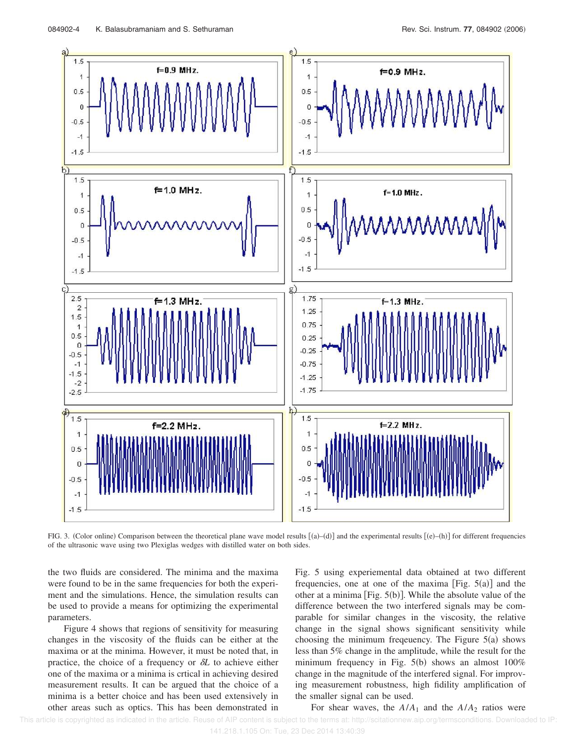FIG. 3. (Color online) Comparison between the theoretical plane wave model results [(a)–(d)] and the experimental results [(e)–(h)] for different frequencies of the ultrasonic wave using two Plexiglas wedges with distilled water on both sides.

the two fluids are considered. The minima and the maxima were found to be in the same frequencies for both the experiment and the simulations. Hence, the simulation results can be used to provide a means for optimizing the experimental parameters.

Figure 4 shows that regions of sensitivity for measuring changes in the viscosity of the fluids can be either at the maxima or at the minima. However, it must be noted that, in practice, the choice of a frequency or $\delta L$ to achieve either one of the maxima or a minima is crtical in achieving desired measurement results. It can be argued that the choice of a minima is a better choice and has been used extensively in other areas such as optics. This has been demonstrated in Fig. 5 using experiemental data obtained at two different frequencies, one at one of the maxima [Fig. 5(a)] and the other at a minima [Fig. 5(b)]. While the absolute value of the difference between the two interfered signals may be comparable for similar changes in the viscosity, the relative change in the signal shows significant sensitivity while choosing the minimum freqeuncy. The Figure 5(a) shows less than 5% change in the amplitude, while the result for the minimum frequency in Fig. 5(b) shows an almost 100% change in the magnitude of the interfered signal. For improving measurement robustness, high fidility amplification of the smaller signal can be used.

For shear waves, the $A/A_1$ and the $A/A_2$ ratios were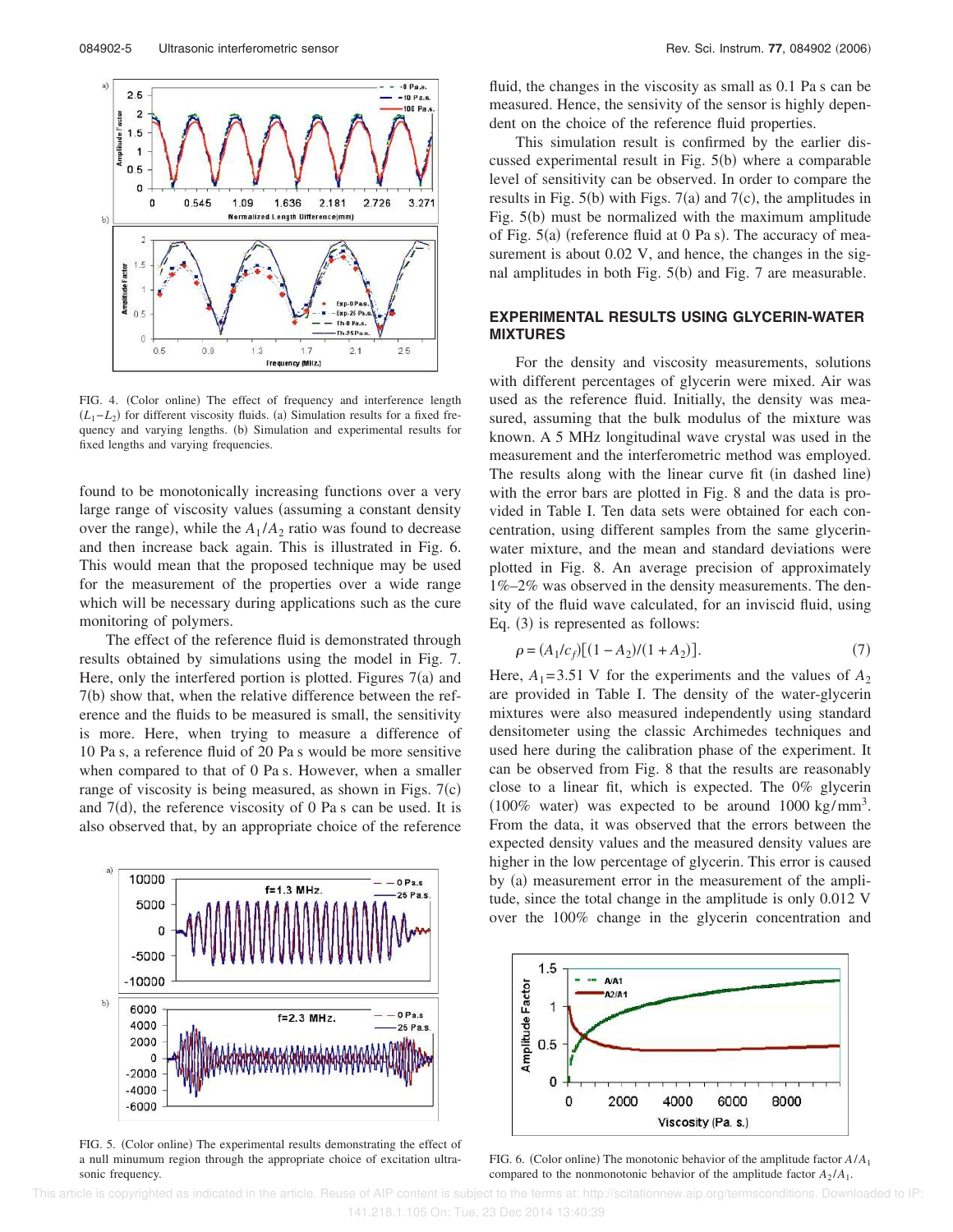FIG. 4. (Color online) The effect of frequency and interference length $(L_1 - L_2)$ for different viscosity fluids. (a) Simulation results for a fixed frequency and varying lengths. (b) Simulation and experimental results for fixed lengths and varying frequencies.

found to be monotonically increasing functions over a very large range of viscosity values (assuming a constant density over the range), while the $A_1/A_2$ ratio was found to decrease and then increase back again. This is illustrated in Fig. 6. This would mean that the proposed technique may be used for the measurement of the properties over a wide range which will be necessary during applications such as the cure monitoring of polymers.

The effect of the reference fluid is demonstrated through results obtained by simulations using the model in Fig. 7. Here, only the interfered portion is plotted. Figures 7(a) and 7(b) show that, when the relative difference between the reference and the fluids to be measured is small, the sensitivity is more. Here, when trying to measure a difference of 10 Pa s, a reference fluid of 20 Pa s would be more sensitive when compared to that of 0 Pa s. However, when a smaller range of viscosity is being measured, as shown in Figs. 7(c) and 7(d), the reference viscosity of 0 Pa s can be used. It is also observed that, by an appropriate choice of the reference fluid, the changes in the viscosity as small as 0.1 Pa s can be measured. Hence, the sensivity of the sensor is highly dependent on the choice of the reference fluid properties.

This simulation result is confirmed by the earlier discussed experimental result in Fig. 5(b) where a comparable level of sensitivity can be observed. In order to compare the results in Fig. 5(b) with Figs. 7(a) and 7(c), the amplitudes in Fig. 5(b) must be normalized with the maximum amplitude of Fig. 5(a) (reference fluid at 0 Pa s). The accuracy of measurement is about 0.02 V, and hence, the changes in the signal amplitudes in both Fig. 5(b) and Fig. 7 are measurable.

FIG. 5. (Color online) The experimental results demonstrating the effect of a null minumum region through the appropriate choice of excitation ultrasonic frequency.

## EXPERIMENTAL RESULTS USING GLYCERIN-WATER MIXTURES

For the density and viscosity measurements, solutions with different percentages of glycerin were mixed. Air was used as the reference fluid. Initially, the density was measured, assuming that the bulk modulus of the mixture was known. A 5 MHz longitudinal wave crystal was used in the measurement and the interferometric method was employed. The results along with the linear curve fit (in dashed line) with the error bars are plotted in Fig. 8 and the data is provided in Table I. Ten data sets were obtained for each concentration, using different samples from the same glycerin-water mixture, and the mean and standard deviations were plotted in Fig. 8. An average precision of approximately 1%–2% was observed in the density measurements. The density of the fluid wave calculated, for an inviscid fluid, using Eq. (3) is represented as follows:

$$\rho = (A_1/c_f)[(1 - A_2)/(1 + A_2)]. \tag{7}$$

Here, $A_1 = 3.51$ V for the experiments and the values of $A_2$ are provided in Table I. The density of the water-glycerin mixtures were also measured independently using standard densitometer using the classic Archimedes techniques and used here during the calibration phase of the experiment. It can be observed from Fig. 8 that the results are reasonably close to a linear fit, which is expected. The 0% glycerin (100% water) was expected to be around 1000 kg/mm$^3$. From the data, it was observed that the errors between the expected density values and the measured density values are higher in the low percentage of glycerin. This error is caused by (a) measurement error in the measurement of the amplitude, since the total change in the amplitude is only 0.012 V over the 100% change in the glycerin concentration and

FIG. 6. (Color online) The monotonic behavior of the amplitude factor $A/A_1$ compared to the nonmonotonic behavior of the amplitude factor $A_2/A_1$.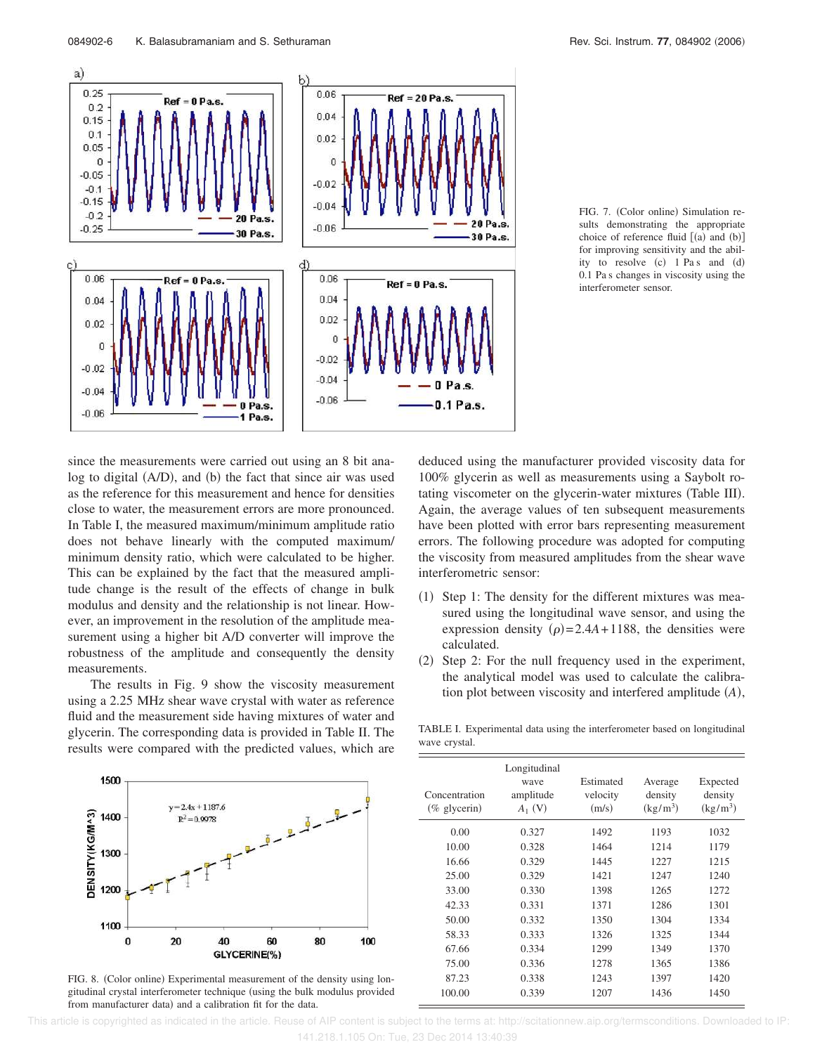FIG. 7. (Color online) Simulation results demonstrating the appropriate choice of reference fluid [(a) and (b)] for improving sensitivity and the ability to resolve (c) 1 Pa s and (d) 0.1 Pa s changes in viscosity using the interferometer sensor.

since the measurements were carried out using an 8 bit analog to digital (A/D), and (b) the fact that since air was used as the reference for this measurement and hence for densities close to water, the measurement errors are more pronounced. In Table I, the measured maximum/minimum amplitude ratio does not behave linearly with the computed maximum/minimum density ratio, which were calculated to be higher. This can be explained by the fact that the measured amplitude change is the result of the effects of change in bulk modulus and density and the relationship is not linear. However, an improvement in the resolution of the amplitude measurement using a higher bit A/D converter will improve the robustness of the amplitude and consequently the density measurements.

The results in Fig. 9 show the viscosity measurement using a 2.25 MHz shear wave crystal with water as reference fluid and the measurement side having mixtures of water and glycerin. The corresponding data is provided in Table II. The results were compared with the predicted values, which are deduced using the manufacturer provided viscosity data for 100% glycerin as well as measurements using a Saybolt rotating viscometer on the glycerin-water mixtures (Table III). Again, the average values of ten subsequent measurements have been plotted with error bars representing measurement errors. The following procedure was adopted for computing the viscosity from measured amplitudes from the shear wave interferometric sensor:

(1) Step 1: The density for the different mixtures was measured using the longitudinal wave sensor, and using the expression density $(\rho)=2.4A+1188$, the densities were calculated.
(2) Step 2: For the null frequency used in the experiment, the analytical model was used to calculate the calibration plot between viscosity and interfered amplitude $(A)$,

FIG. 8. (Color online) Experimental measurement of the density using longitudinal crystal interferometer technique (using the bulk modulus provided from manufacturer data) and a calibration fit for the data.

TABLE I. Experimental data using the interferometer based on longitudinal wave crystal.

| Concentration (% glycerin) | Longitudinal wave amplitude $A_1$ (V) | Estimated velocity (m/s) | Average density (kg/m$^3$) | Expected density (kg/m$^3$) |
|---|---|---|---|---|
| 0.00 | 0.327 | 1492 | 1193 | 1032 |
| 10.00 | 0.328 | 1464 | 1214 | 1179 |
| 16.66 | 0.329 | 1445 | 1227 | 1215 |
| 25.00 | 0.329 | 1421 | 1247 | 1240 |
| 33.00 | 0.330 | 1398 | 1265 | 1272 |
| 42.33 | 0.331 | 1371 | 1286 | 1301 |
| 50.00 | 0.332 | 1350 | 1304 | 1334 |
| 58.33 | 0.333 | 1326 | 1325 | 1344 |
| 67.66 | 0.334 | 1299 | 1349 | 1370 |
| 75.00 | 0.336 | 1278 | 1365 | 1386 |
| 87.23 | 0.338 | 1243 | 1397 | 1420 |
| 100.00 | 0.339 | 1207 | 1436 | 1450 |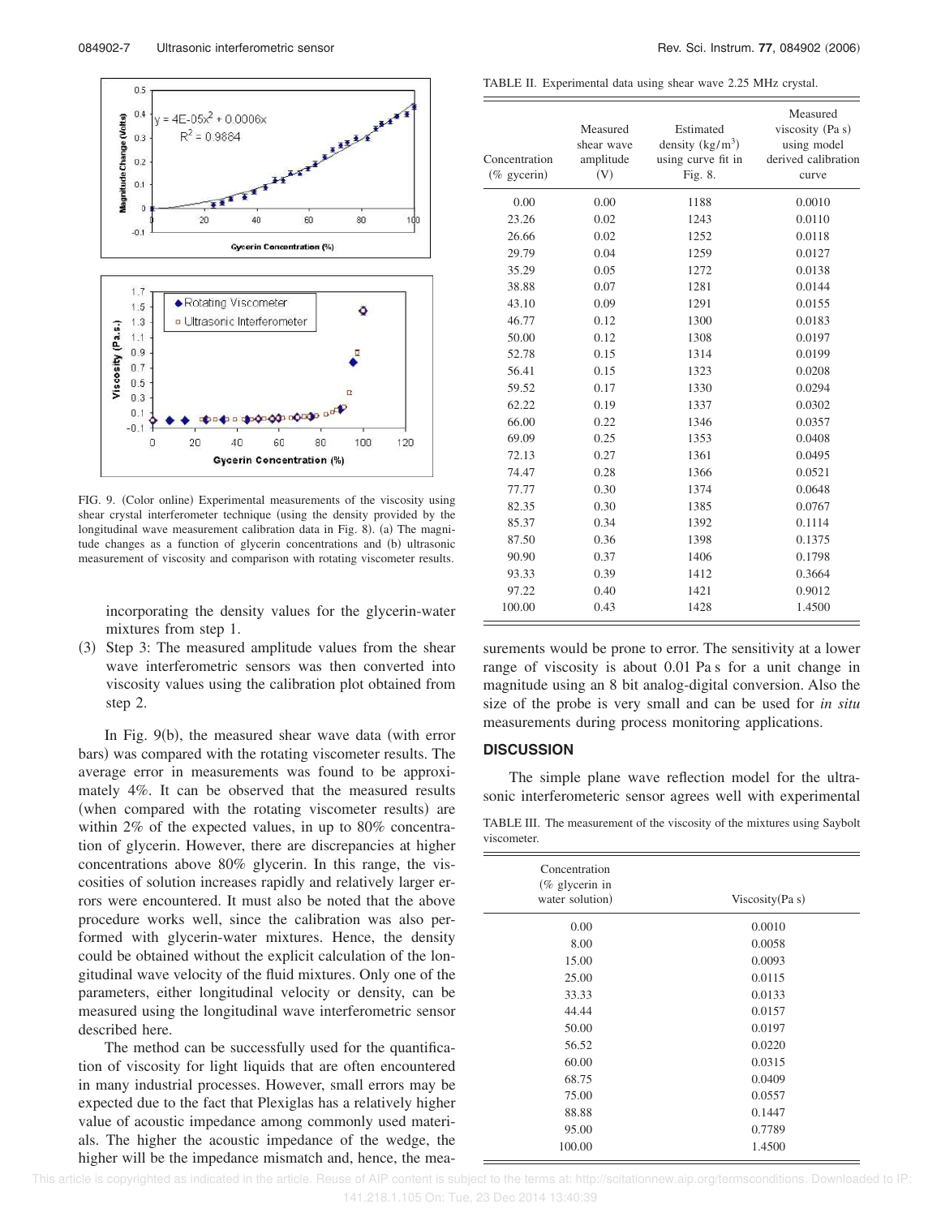FIG. 9. (Color online) Experimental measurements of the viscosity using shear crystal interferometer technique (using the density provided by the longitudinal wave measurement calibration data in Fig. 8). (a) The magnitude changes as a function of glycerin concentrations and (b) ultrasonic measurement of viscosity and comparison with rotating viscometer results.

incorporating the density values for the glycerin-water mixtures from step 1.

(3) Step 3: The measured amplitude values from the shear wave interferometric sensors was then converted into viscosity values using the calibration plot obtained from step 2.

In Fig. 9(b), the measured shear wave data (with error bars) was compared with the rotating viscometer results. The average error in measurements was found to be approximately 4%. It can be observed that the measured results (when compared with the rotating viscometer results) are within 2% of the expected values, in up to 80% concentration of glycerin. However, there are discrepancies at higher concentrations above 80% glycerin. In this range, the viscosities of solution increases rapidly and relatively larger errors were encountered. It must also be noted that the above procedure works well, since the calibration was also performed with glycerin-water mixtures. Hence, the density could be obtained without the explicit calculation of the longitudinal wave velocity of the fluid mixtures. Only one of the parameters, either longitudinal velocity or density, can be measured using the longitudinal wave interferometric sensor described here.

The method can be successfully used for the quantification of viscosity for light liquids that are often encountered in many industrial processes. However, small errors may be expected due to the fact that Plexiglas has a relatively higher value of acoustic impedance among commonly used materials. The higher the acoustic impedance of the wedge, the higher will be the impedance mismatch and, hence, the measurements would be prone to error. The sensitivity at a lower range of viscosity is about 0.01 Pa s for a unit change in magnitude using an 8 bit analog-digital conversion. Also the size of the probe is very small and can be used for *in situ* measurements during process monitoring applications.

TABLE II. Experimental data using shear wave 2.25 MHz crystal.

| Concentration (% gycerin) | Measured shear wave amplitude (V) | Estimated density (kg/m$^3$) using curve fit in Fig. 8. | Measured viscosity (Pa s) using model derived calibration curve |
|---|---|---|---|
| 0.00 | 0.00 | 1188 | 0.0010 |
| 23.26 | 0.02 | 1243 | 0.0110 |
| 26.66 | 0.02 | 1252 | 0.0118 |
| 29.79 | 0.04 | 1259 | 0.0127 |
| 35.29 | 0.05 | 1272 | 0.0138 |
| 38.88 | 0.07 | 1281 | 0.0144 |
| 43.10 | 0.09 | 1291 | 0.0155 |
| 46.77 | 0.12 | 1300 | 0.0183 |
| 50.00 | 0.12 | 1308 | 0.0197 |
| 52.78 | 0.15 | 1314 | 0.0199 |
| 56.41 | 0.15 | 1323 | 0.0208 |
| 59.52 | 0.17 | 1330 | 0.0294 |
| 62.22 | 0.19 | 1337 | 0.0302 |
| 66.00 | 0.22 | 1346 | 0.0357 |
| 69.09 | 0.25 | 1353 | 0.0408 |
| 72.13 | 0.27 | 1361 | 0.0495 |
| 74.47 | 0.28 | 1366 | 0.0521 |
| 77.77 | 0.30 | 1374 | 0.0648 |
| 82.35 | 0.30 | 1385 | 0.0767 |
| 85.37 | 0.34 | 1392 | 0.1114 |
| 87.50 | 0.36 | 1398 | 0.1375 |
| 90.90 | 0.37 | 1406 | 0.1798 |
| 93.33 | 0.39 | 1412 | 0.3664 |
| 97.22 | 0.40 | 1421 | 0.9012 |
| 100.00 | 0.43 | 1428 | 1.4500 |

## DISCUSSION

The simple plane wave reflection model for the ultrasonic interferometeric sensor agrees well with experimental

TABLE III. The measurement of the viscosity of the mixtures using Saybolt viscometer.

| Concentration (% glycerin in water solution) | Viscosity(Pa s) |
|---|---|
| 0.00 | 0.0010 |
| 8.00 | 0.0058 |
| 15.00 | 0.0093 |
| 25.00 | 0.0115 |
| 33.33 | 0.0133 |
| 44.44 | 0.0157 |
| 50.00 | 0.0197 |
| 56.52 | 0.0220 |
| 60.00 | 0.0315 |
| 68.75 | 0.0409 |
| 75.00 | 0.0557 |
| 88.88 | 0.1447 |
| 95.00 | 0.7789 |
| 100.00 | 1.4500 |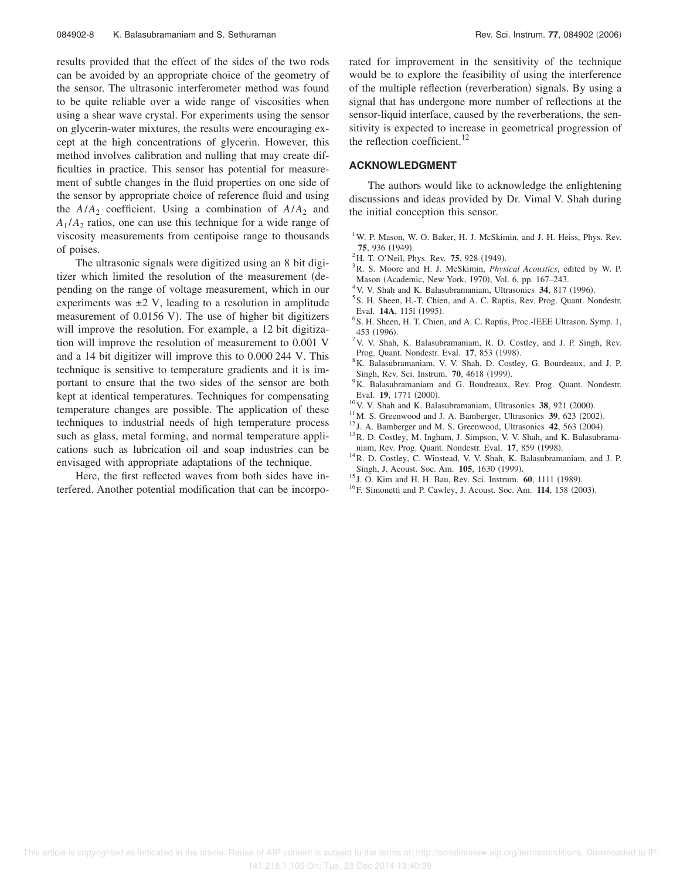results provided that the effect of the sides of the two rods can be avoided by an appropriate choice of the geometry of the sensor. The ultrasonic interferometer method was found to be quite reliable over a wide range of viscosities when using a shear wave crystal. For experiments using the sensor on glycerin-water mixtures, the results were encouraging except at the high concentrations of glycerin. However, this method involves calibration and nulling that may create difficulties in practice. This sensor has potential for measurement of subtle changes in the fluid properties on one side of the sensor by appropriate choice of reference fluid and using the $A/A_2$ coefficient. Using a combination of $A/A_2$ and $A_1/A_2$ ratios, one can use this technique for a wide range of viscosity measurements from centipoise range to thousands of poises.

The ultrasonic signals were digitized using an 8 bit digitizer which limited the resolution of the measurement (depending on the range of voltage measurement, which in our experiments was ±2 V, leading to a resolution in amplitude measurement of 0.0156 V). The use of higher bit digitizers will improve the resolution. For example, a 12 bit digitization will improve the resolution of measurement to 0.001 V and a 14 bit digitizer will improve this to 0.000 244 V. This technique is sensitive to temperature gradients and it is important to ensure that the two sides of the sensor are both kept at identical temperatures. Techniques for compensating temperature changes are possible. The application of these techniques to industrial needs of high temperature process such as glass, metal forming, and normal temperature applications such as lubrication oil and soap industries can be envisaged with appropriate adaptations of the technique.

Here, the first reflected waves from both sides have interfered. Another potential modification that can be incorporated for improvement in the sensitivity of the technique would be to explore the feasibility of using the interference of the multiple reflection (reverberation) signals. By using a signal that has undergone more number of reflections at the sensor-liquid interface, caused by the reverberations, the sensitivity is expected to increase in geometrical progression of the reflection coefficient.[12]

## ACKNOWLEDGMENT

The authors would like to acknowledge the enlightening discussions and ideas provided by Dr. Vimal V. Shah during the initial conception this sensor.

[1] W. P. Mason, W. O. Baker, H. J. McSkimin, and J. H. Heiss, Phys. Rev. **75**, 936 (1949).
[2] H. T. O'Neil, Phys. Rev. **75**, 928 (1949).
[3] R. S. Moore and H. J. McSkimin, *Physical Acoustics*, edited by W. P. Mason (Academic, New York, 1970), Vol. 6, pp. 167–243.
[4] V. V. Shah and K. Balasubramaniam, Ultrasonics **34**, 817 (1996).
[5] S. H. Sheen, H.-T. Chien, and A. C. Raptis, Rev. Prog. Quant. Nondestr. Eval. **14A**, 115l (1995).
[6] S. H. Sheen, H. T. Chien, and A. C. Raptis, Proc.-IEEE Ultrason. Symp. 1, 453 (1996).
[7] V. V. Shah, K. Balasubramaniam, R. D. Costley, and J. P. Singh, Rev. Prog. Quant. Nondestr. Eval. **17**, 853 (1998).
[8] K. Balasubramaniam, V. V. Shah, D. Costley, G. Bourdeaux, and J. P. Singh, Rev. Sci. Instrum. **70**, 4618 (1999).
[9] K. Balasubramaniam and G. Boudreaux, Rev. Prog. Quant. Nondestr. Eval. **19**, 1771 (2000).
[10] V. V. Shah and K. Balasubramaniam, Ultrasonics **38**, 921 (2000).
[11] M. S. Greenwood and J. A. Bamberger, Ultrasonics **39**, 623 (2002).
[12] J. A. Bamberger and M. S. Greenwood, Ultrasonics **42**, 563 (2004).
[13] R. D. Costley, M. Ingham, J. Simpson, V. V. Shah, and K. Balasubramaniam, Rev. Prog. Quant. Nondestr. Eval. **17**, 859 (1998).
[14] R. D. Costley, C. Winstead, V. V. Shah, K. Balasubramaniam, and J. P. Singh, J. Acoust. Soc. Am. **105**, 1630 (1999).
[15] J. O. Kim and H. H. Bau, Rev. Sci. Instrum. **60**, 1111 (1989).
[16] F. Simonetti and P. Cawley, J. Acoust. Soc. Am. **114**, 158 (2003).